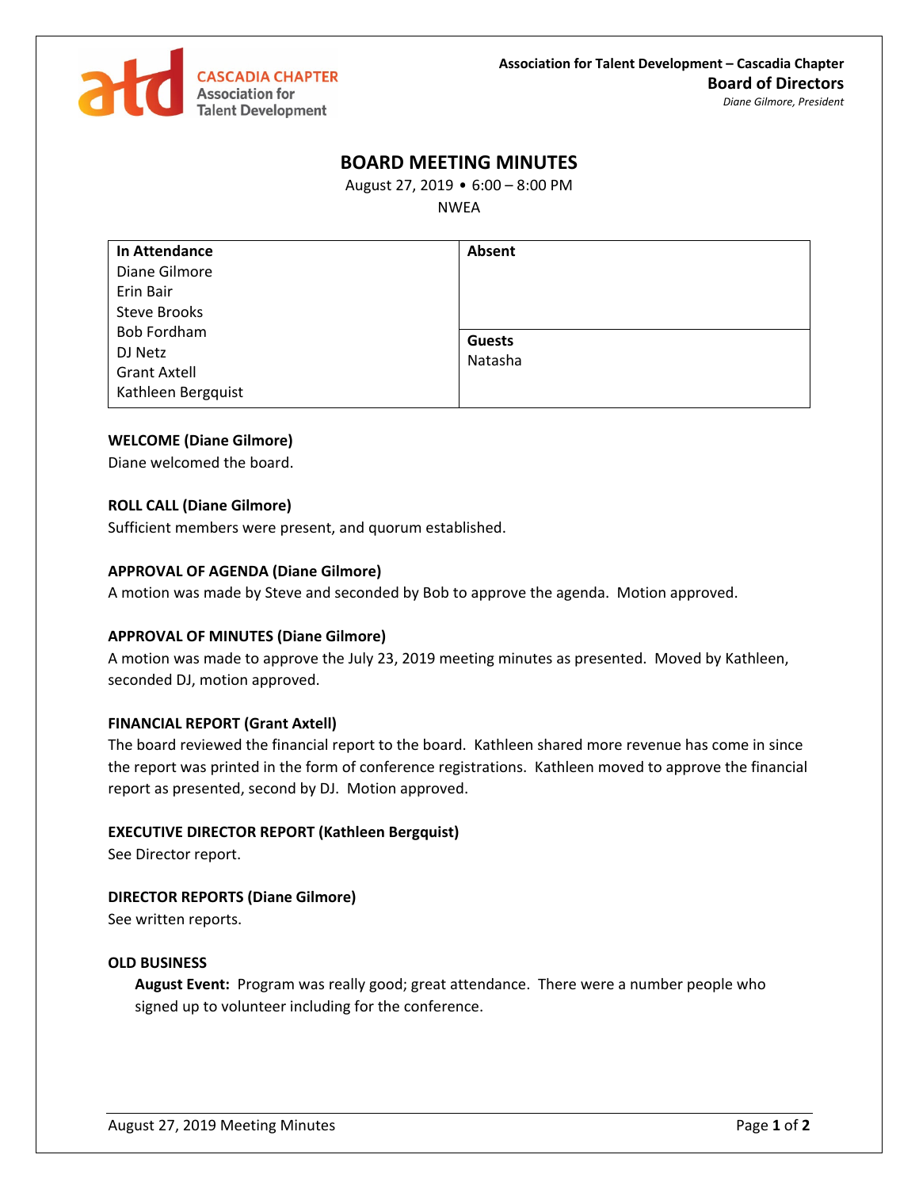CASCADIA CHAPTER
Association for
Talent Development

**Association for Talent Development – Cascadia Chapter**
**Board of Directors**
*Diane Gilmore, President*

# BOARD MEETING MINUTES

August 27, 2019 • 6:00 – 8:00 PM
NWEA

| In Attendance | Absent |
| --- | --- |
| Diane Gilmore<br>Erin Bair<br>Steve Brooks<br>Bob Fordham<br>DJ Netz<br>Grant Axtell<br>Kathleen Bergquist | **Guests**<br>Natasha |

**WELCOME (Diane Gilmore)**
Diane welcomed the board.

**ROLL CALL (Diane Gilmore)**
Sufficient members were present, and quorum established.

**APPROVAL OF AGENDA (Diane Gilmore)**
A motion was made by Steve and seconded by Bob to approve the agenda. Motion approved.

**APPROVAL OF MINUTES (Diane Gilmore)**
A motion was made to approve the July 23, 2019 meeting minutes as presented. Moved by Kathleen, seconded DJ, motion approved.

**FINANCIAL REPORT (Grant Axtell)**
The board reviewed the financial report to the board. Kathleen shared more revenue has come in since the report was printed in the form of conference registrations. Kathleen moved to approve the financial report as presented, second by DJ. Motion approved.

**EXECUTIVE DIRECTOR REPORT (Kathleen Bergquist)**
See Director report.

**DIRECTOR REPORTS (Diane Gilmore)**
See written reports.

**OLD BUSINESS**

**August Event:** Program was really good; great attendance. There were a number people who signed up to volunteer including for the conference.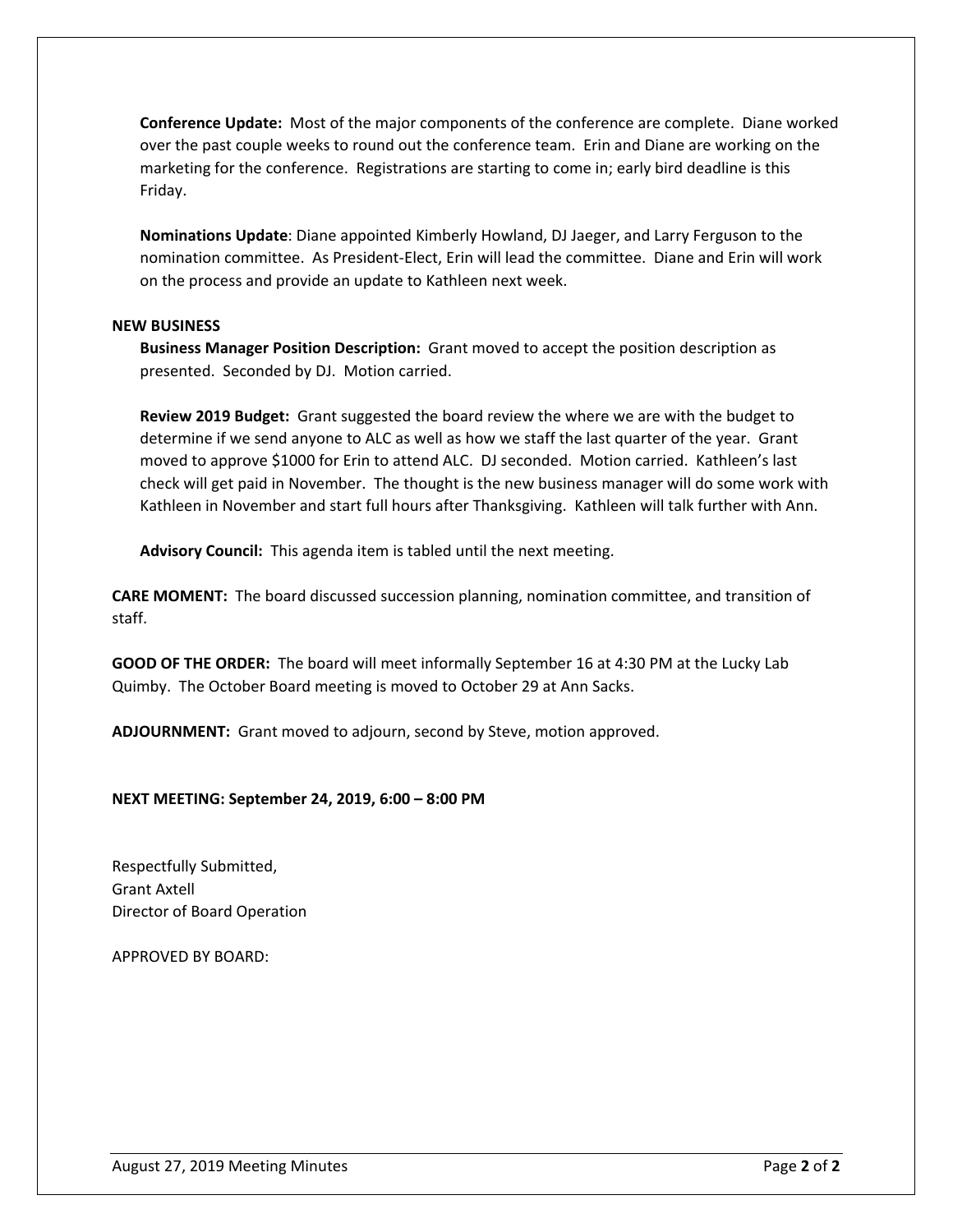**Conference Update:** Most of the major components of the conference are complete. Diane worked over the past couple weeks to round out the conference team. Erin and Diane are working on the marketing for the conference. Registrations are starting to come in; early bird deadline is this Friday.

**Nominations Update**: Diane appointed Kimberly Howland, DJ Jaeger, and Larry Ferguson to the nomination committee. As President-Elect, Erin will lead the committee. Diane and Erin will work on the process and provide an update to Kathleen next week.

**NEW BUSINESS**

**Business Manager Position Description:** Grant moved to accept the position description as presented. Seconded by DJ. Motion carried.

**Review 2019 Budget:** Grant suggested the board review the where we are with the budget to determine if we send anyone to ALC as well as how we staff the last quarter of the year. Grant moved to approve $1000 for Erin to attend ALC. DJ seconded. Motion carried. Kathleen's last check will get paid in November. The thought is the new business manager will do some work with Kathleen in November and start full hours after Thanksgiving. Kathleen will talk further with Ann.

**Advisory Council:** This agenda item is tabled until the next meeting.

**CARE MOMENT:** The board discussed succession planning, nomination committee, and transition of staff.

**GOOD OF THE ORDER:** The board will meet informally September 16 at 4:30 PM at the Lucky Lab Quimby. The October Board meeting is moved to October 29 at Ann Sacks.

**ADJOURNMENT:** Grant moved to adjourn, second by Steve, motion approved.

**NEXT MEETING: September 24, 2019, 6:00 – 8:00 PM**

Respectfully Submitted,
Grant Axtell
Director of Board Operation

APPROVED BY BOARD: